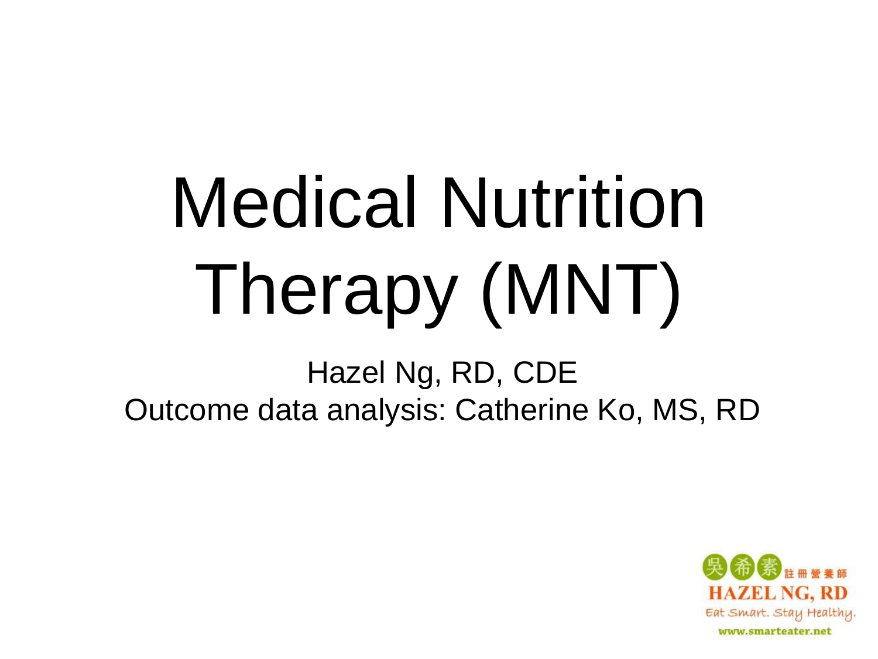# Medical Nutrition Therapy (MNT)

Hazel Ng, RD, CDE

Outcome data analysis: Catherine Ko, MS, RD

吳希素 註冊營養師

HAZEL NG, RD

Eat Smart. Stay Healthy.

www.smarteater.net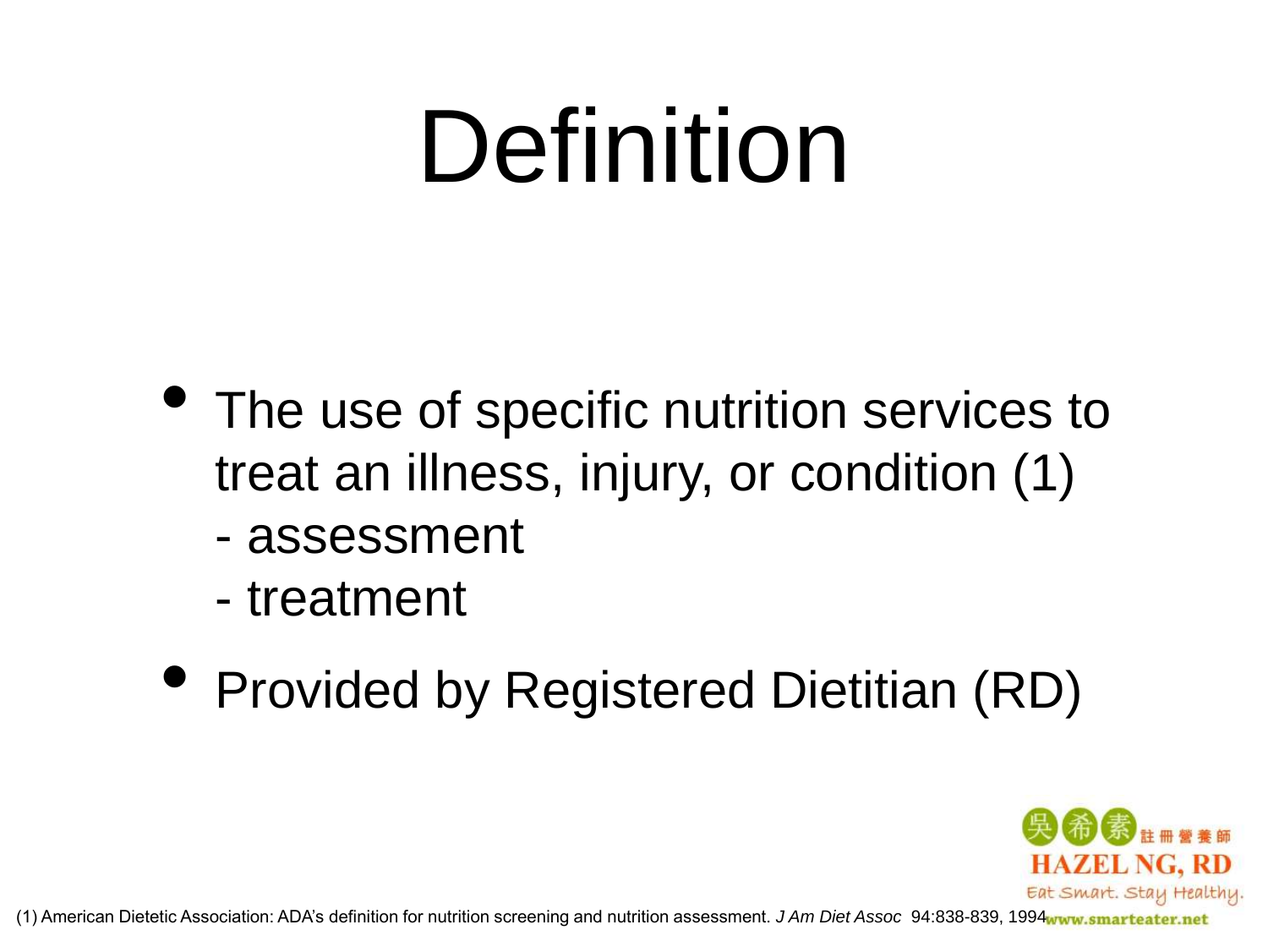# Definition

- The use of specific nutrition services to treat an illness, injury, or condition (1)
  - assessment
  - treatment
- Provided by Registered Dietitian (RD)

(1) American Dietetic Association: ADA's definition for nutrition screening and nutrition assessment. *J Am Diet Assoc* 94:838-839, 1994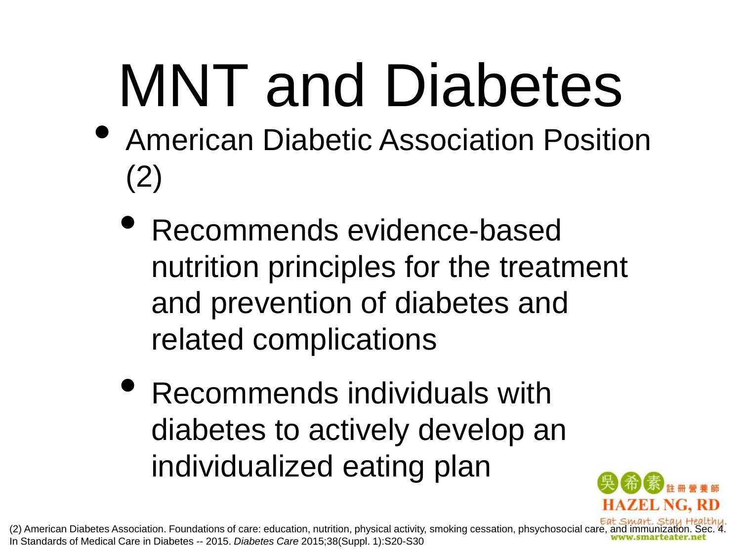# MNT and Diabetes

- American Diabetic Association Position (2)
  - Recommends evidence-based nutrition principles for the treatment and prevention of diabetes and related complications
  - Recommends individuals with diabetes to actively develop an individualized eating plan

吳希素 註冊營養師

HAZEL NG, RD

Eat Smart. Stay Healthy.

www.smarteater.net

(2) American Diabetes Association. Foundations of care: education, nutrition, physical activity, smoking cessation, phsychosocial care, and immunization. Sec. 4. In Standards of Medical Care in Diabetes -- 2015. *Diabetes Care* 2015;38(Suppl. 1):S20-S30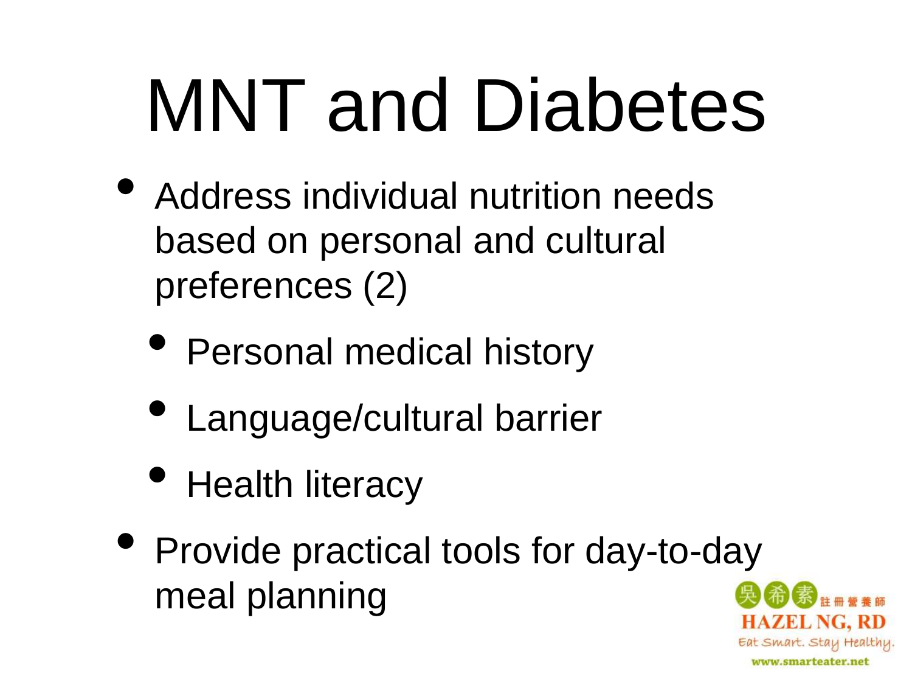# MNT and Diabetes

- Address individual nutrition needs based on personal and cultural preferences (2)
  - Personal medical history
  - Language/cultural barrier
  - Health literacy
- Provide practical tools for day-to-day meal planning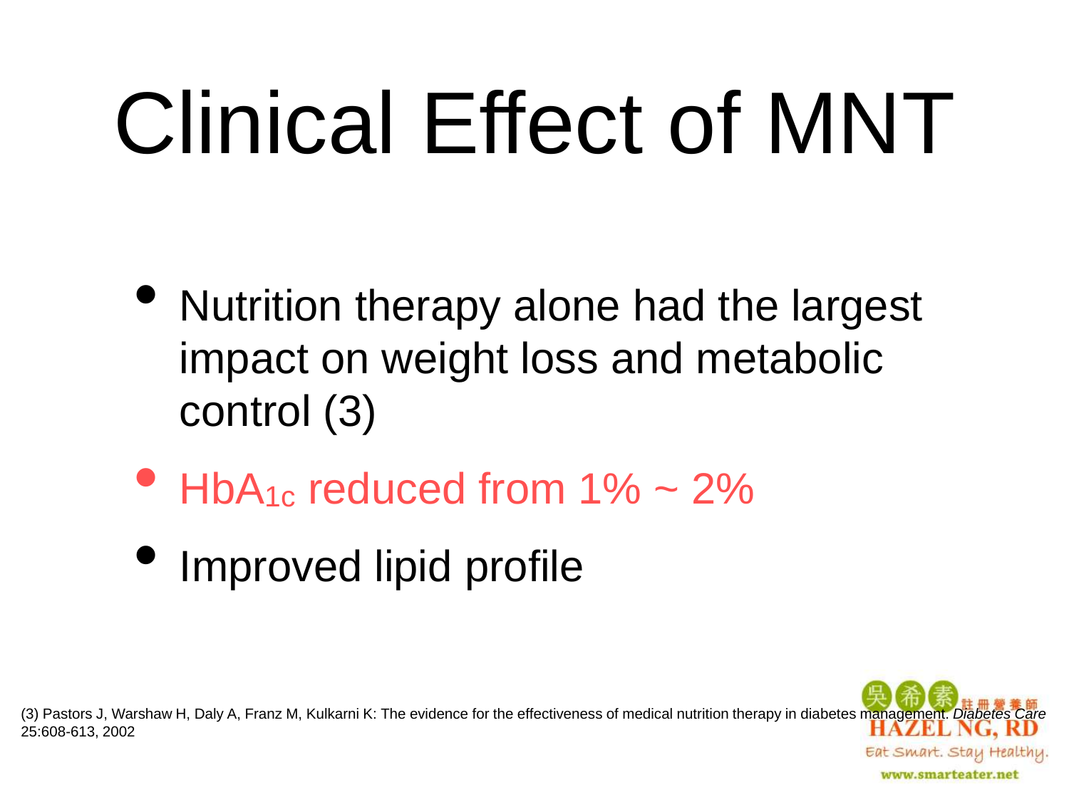# Clinical Effect of MNT

- Nutrition therapy alone had the largest impact on weight loss and metabolic control (3)
- $HbA_{1c}$ reduced from 1% ~ 2%
- Improved lipid profile

(3) Pastors J, Warshaw H, Daly A, Franz M, Kulkarni K: The evidence for the effectiveness of medical nutrition therapy in diabetes management. *Diabetes Care* 25:608-613, 2002

吳希素 註冊營養師
HAZEL NG, RD
Eat Smart. Stay Healthy.
www.smarteater.net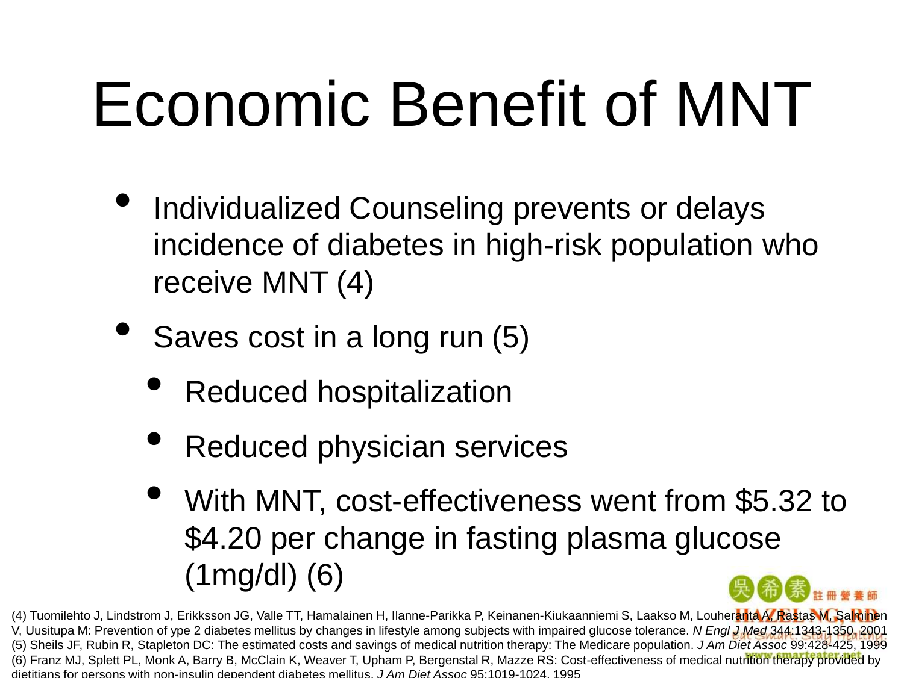# Economic Benefit of MNT

- Individualized Counseling prevents or delays incidence of diabetes in high-risk population who receive MNT (4)
- Saves cost in a long run (5)
  - Reduced hospitalization
  - Reduced physician services
  - With MNT, cost-effectiveness went from $5.32 to $4.20 per change in fasting plasma glucose (1mg/dl) (6)

(4) Tuomilehto J, Lindstrom J, Erikksson JG, Valle TT, Hamalainen H, Ilanne-Parikka P, Keinanen-Kiukaanniemi S, Laakso M, Louheranta A, Rastas M, Salminen V, Uusitupa M: Prevention of ype 2 diabetes mellitus by changes in lifestyle among subjects with impaired glucose tolerance. *N Engl J Med* 344:1343-1350, 2001
(5) Sheils JF, Rubin R, Stapleton DC: The estimated costs and savings of medical nutrition therapy: The Medicare population. *J Am Diet Assoc* 99:428-425, 1999
(6) Franz MJ, Splett PL, Monk A, Barry B, McClain K, Weaver T, Upham P, Bergenstal R, Mazze RS: Cost-effectiveness of medical nutrition therapy provided by dietitians for persons with non-insulin dependent diabetes mellitus. *J Am Diet Assoc* 95:1019-1024, 1995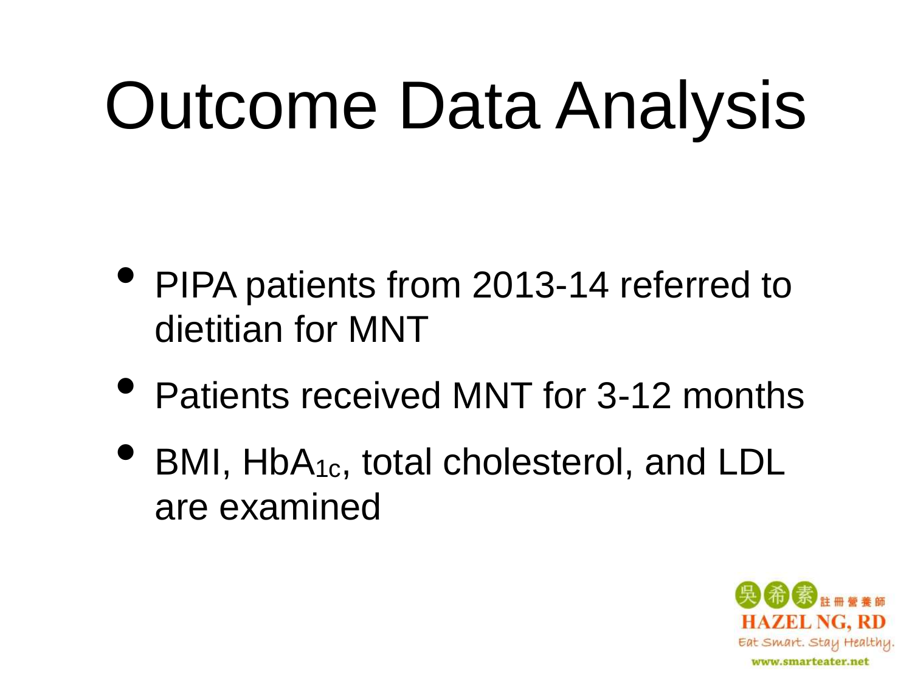# Outcome Data Analysis

- PIPA patients from 2013-14 referred to dietitian for MNT
- Patients received MNT for 3-12 months
- BMI, $HbA_{1c}$, total cholesterol, and LDL are examined

吳希素 註冊營養師
HAZEL NG, RD
Eat Smart. Stay Healthy.
www.smarteater.net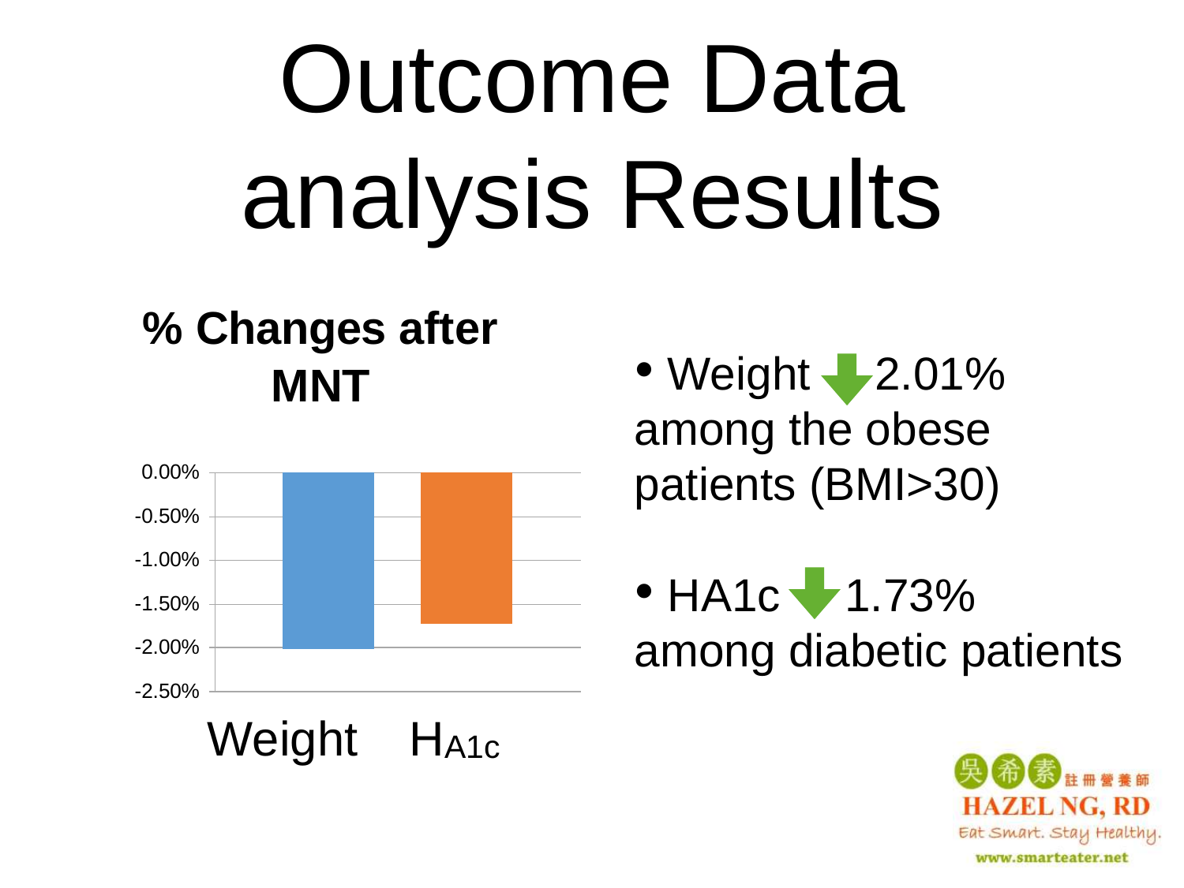# Outcome Data analysis Results

**% Changes after MNT**

| | Weight | HA1c |
|---|---|---|
| % Change | -2.01% | -1.73% |

- Weight ↓ 2.01% among the obese patients (BMI>30)
- HA1c ↓ 1.73% among diabetic patients

吳希素 註冊營養師
HAZEL NG, RD
Eat Smart. Stay Healthy.
www.smarteater.net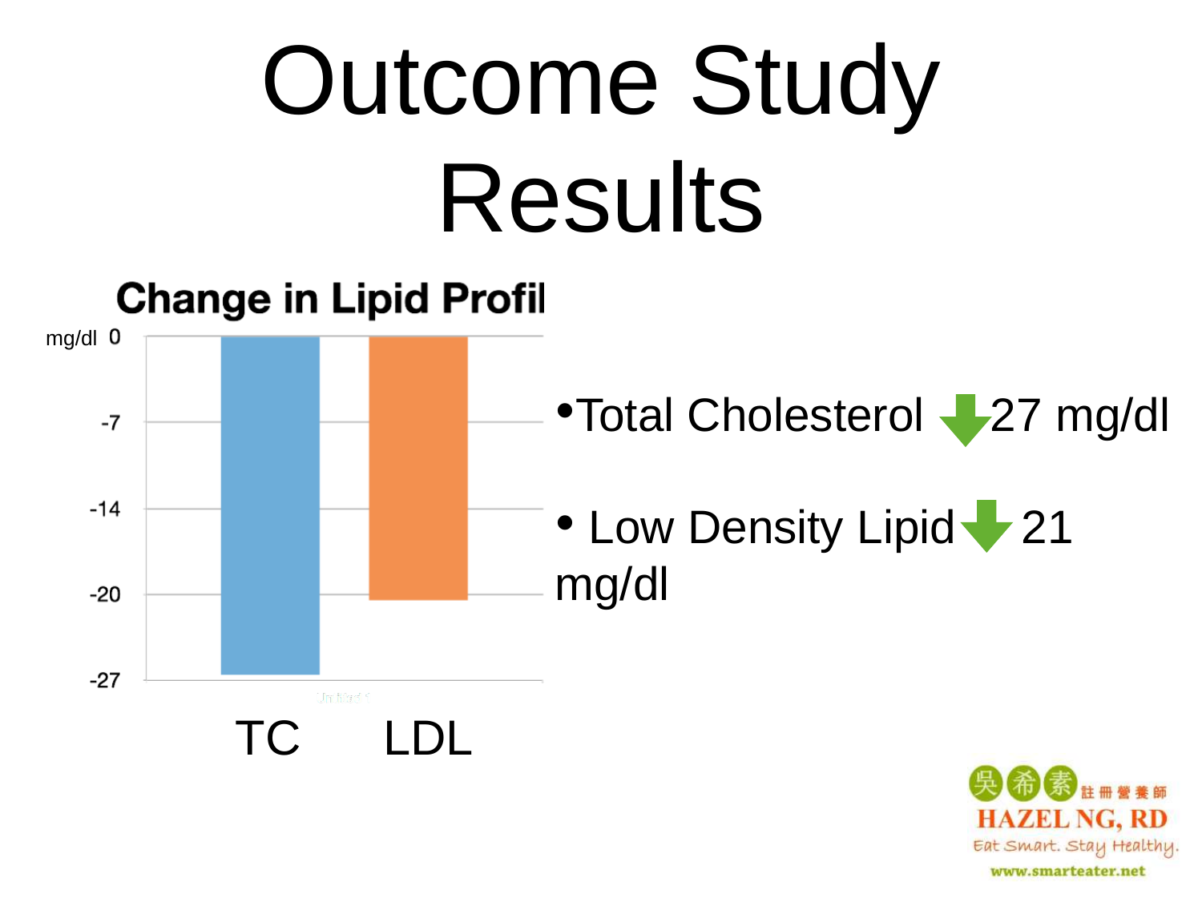# Outcome Study Results

**Change in Lipid Profil**

mg/dl

| | TC | LDL |
|---|---|---|
| Change (mg/dl) | -27 | -20 |

- Total Cholesterol ↓ 27 mg/dl
- Low Density Lipid ↓ 21 mg/dl

吳希素 註冊營養師
HAZEL NG, RD
Eat Smart. Stay Healthy.
www.smarteater.net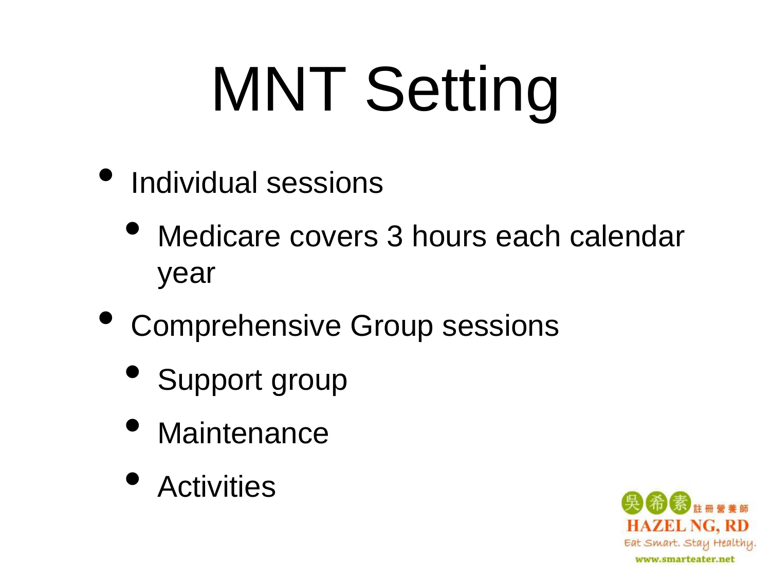# MNT Setting

- Individual sessions
  - Medicare covers 3 hours each calendar year
- Comprehensive Group sessions
  - Support group
  - Maintenance
  - Activities

吳希素 註冊營養師
HAZEL NG, RD
Eat Smart. Stay Healthy.
www.smarteater.net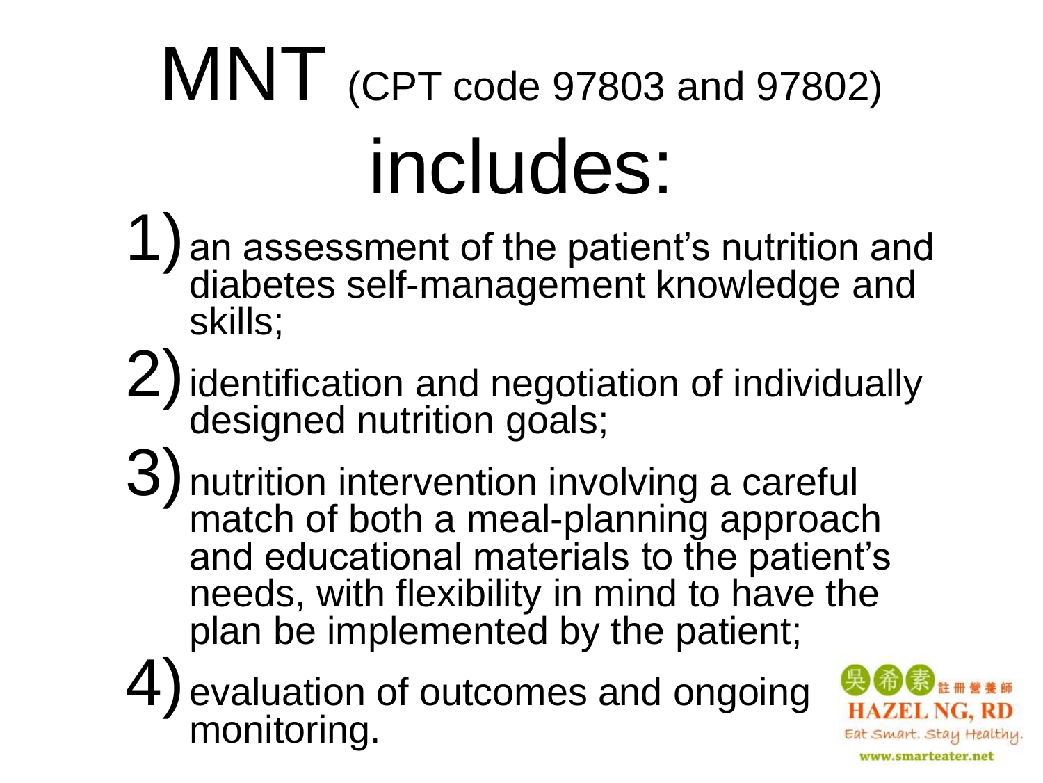# MNT (CPT code 97803 and 97802) includes:

1) an assessment of the patient's nutrition and diabetes self-management knowledge and skills;
2) identification and negotiation of individually designed nutrition goals;
3) nutrition intervention involving a careful match of both a meal-planning approach and educational materials to the patient's needs, with flexibility in mind to have the plan be implemented by the patient;
4) evaluation of outcomes and ongoing monitoring.

吳希素 註冊營養師
HAZEL NG, RD
Eat Smart. Stay Healthy.
www.smarteater.net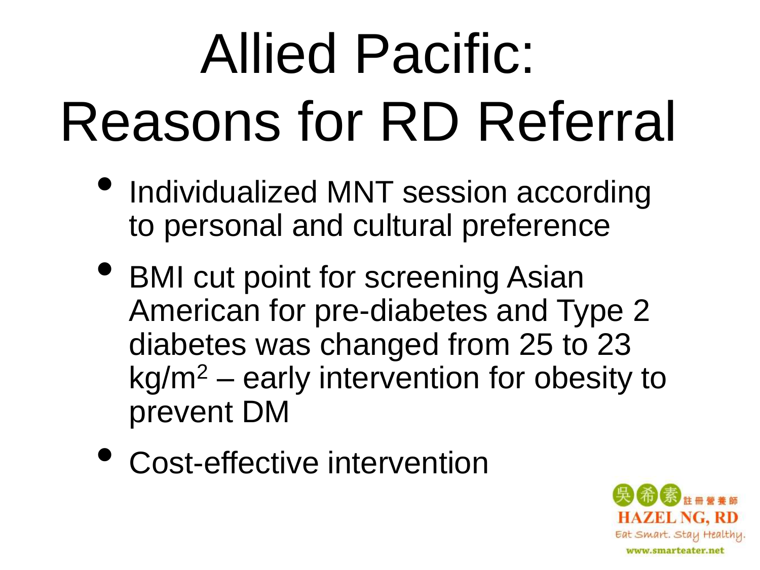# Allied Pacific: Reasons for RD Referral

- Individualized MNT session according to personal and cultural preference
- BMI cut point for screening Asian American for pre-diabetes and Type 2 diabetes was changed from 25 to 23 $kg/m^2$ – early intervention for obesity to prevent DM
- Cost-effective intervention

吳希素 註冊營養師
HAZEL NG, RD
Eat Smart. Stay Healthy.
www.smarteater.net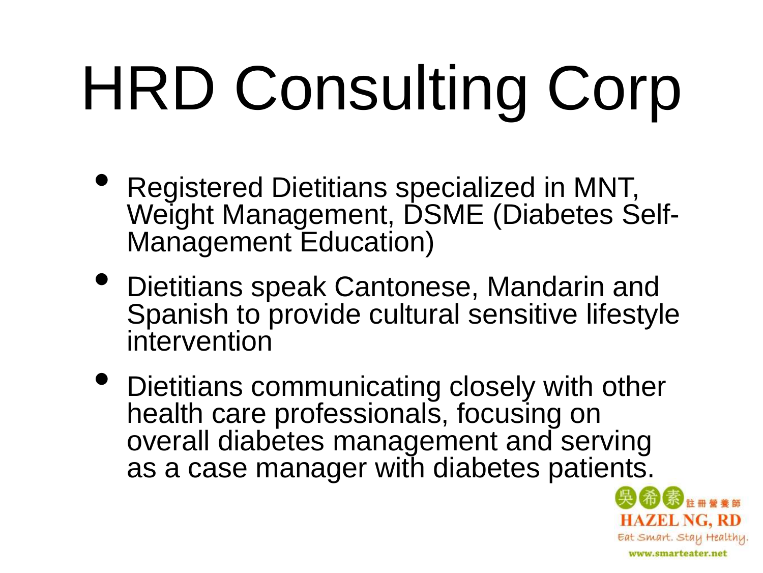# HRD Consulting Corp

- Registered Dietitians specialized in MNT, Weight Management, DSME (Diabetes Self-Management Education)
- Dietitians speak Cantonese, Mandarin and Spanish to provide cultural sensitive lifestyle intervention
- Dietitians communicating closely with other health care professionals, focusing on overall diabetes management and serving as a case manager with diabetes patients.

吳希素 註冊營養師
HAZEL NG, RD
Eat Smart. Stay Healthy.
www.smarteater.net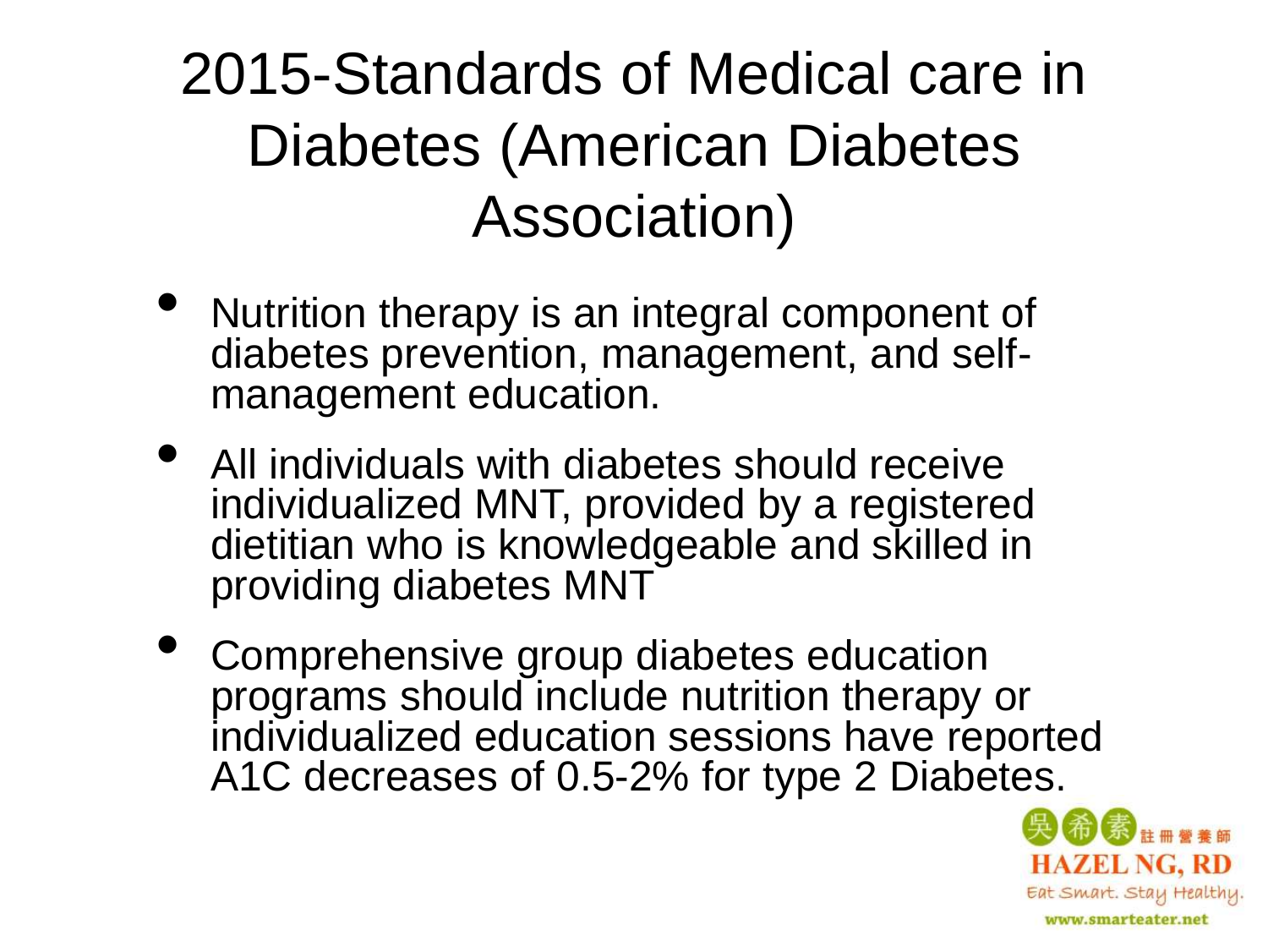# 2015-Standards of Medical care in Diabetes (American Diabetes Association)

- Nutrition therapy is an integral component of diabetes prevention, management, and self-management education.
- All individuals with diabetes should receive individualized MNT, provided by a registered dietitian who is knowledgeable and skilled in providing diabetes MNT
- Comprehensive group diabetes education programs should include nutrition therapy or individualized education sessions have reported A1C decreases of 0.5-2% for type 2 Diabetes.

吳希素 註冊營養師
HAZEL NG, RD
Eat Smart. Stay Healthy.
www.smarteater.net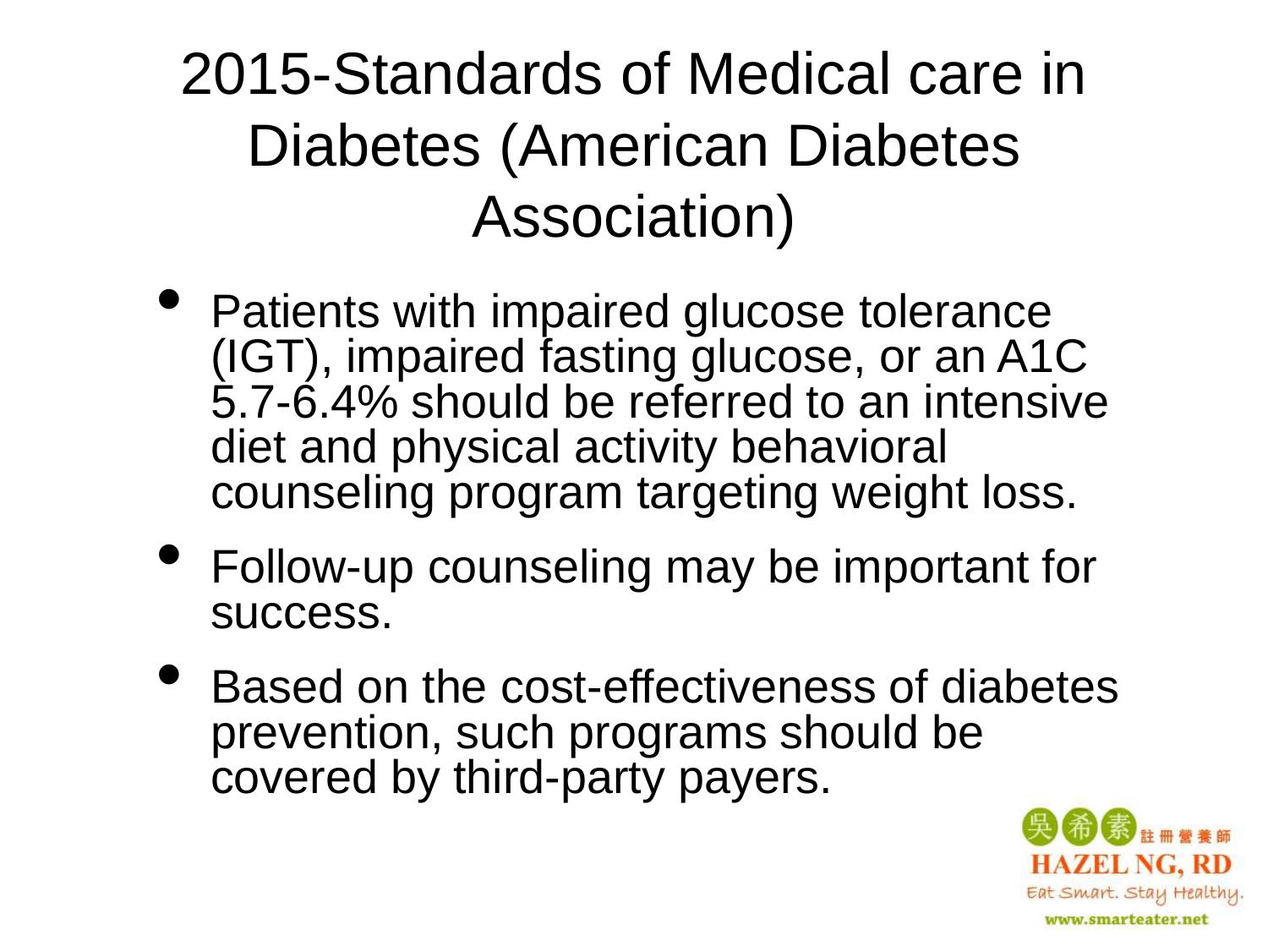# 2015-Standards of Medical care in Diabetes (American Diabetes Association)

- Patients with impaired glucose tolerance (IGT), impaired fasting glucose, or an A1C 5.7-6.4% should be referred to an intensive diet and physical activity behavioral counseling program targeting weight loss.
- Follow-up counseling may be important for success.
- Based on the cost-effectiveness of diabetes prevention, such programs should be covered by third-party payers.

吳希素 註冊營養師
HAZEL NG, RD
Eat Smart. Stay Healthy.
www.smarteater.net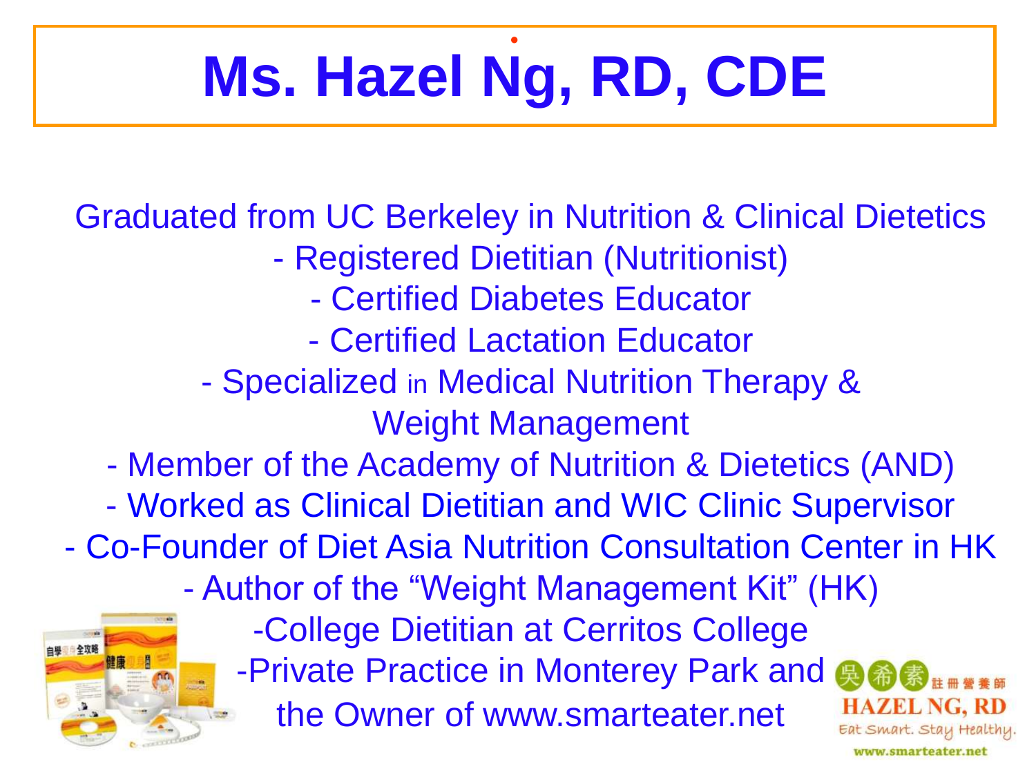# Ms. Hazel Ng, RD, CDE

Graduated from UC Berkeley in Nutrition & Clinical Dietetics

- Registered Dietitian (Nutritionist)
- Certified Diabetes Educator
- Certified Lactation Educator
- Specialized in Medical Nutrition Therapy & Weight Management
- Member of the Academy of Nutrition & Dietetics (AND)
- Worked as Clinical Dietitian and WIC Clinic Supervisor
- Co-Founder of Diet Asia Nutrition Consultation Center in HK
- Author of the "Weight Management Kit" (HK)
- College Dietitian at Cerritos College
- Private Practice in Monterey Park and the Owner of www.smarteater.net

吳希素 註冊營養師
HAZEL NG, RD
Eat Smart. Stay Healthy.
www.smarteater.net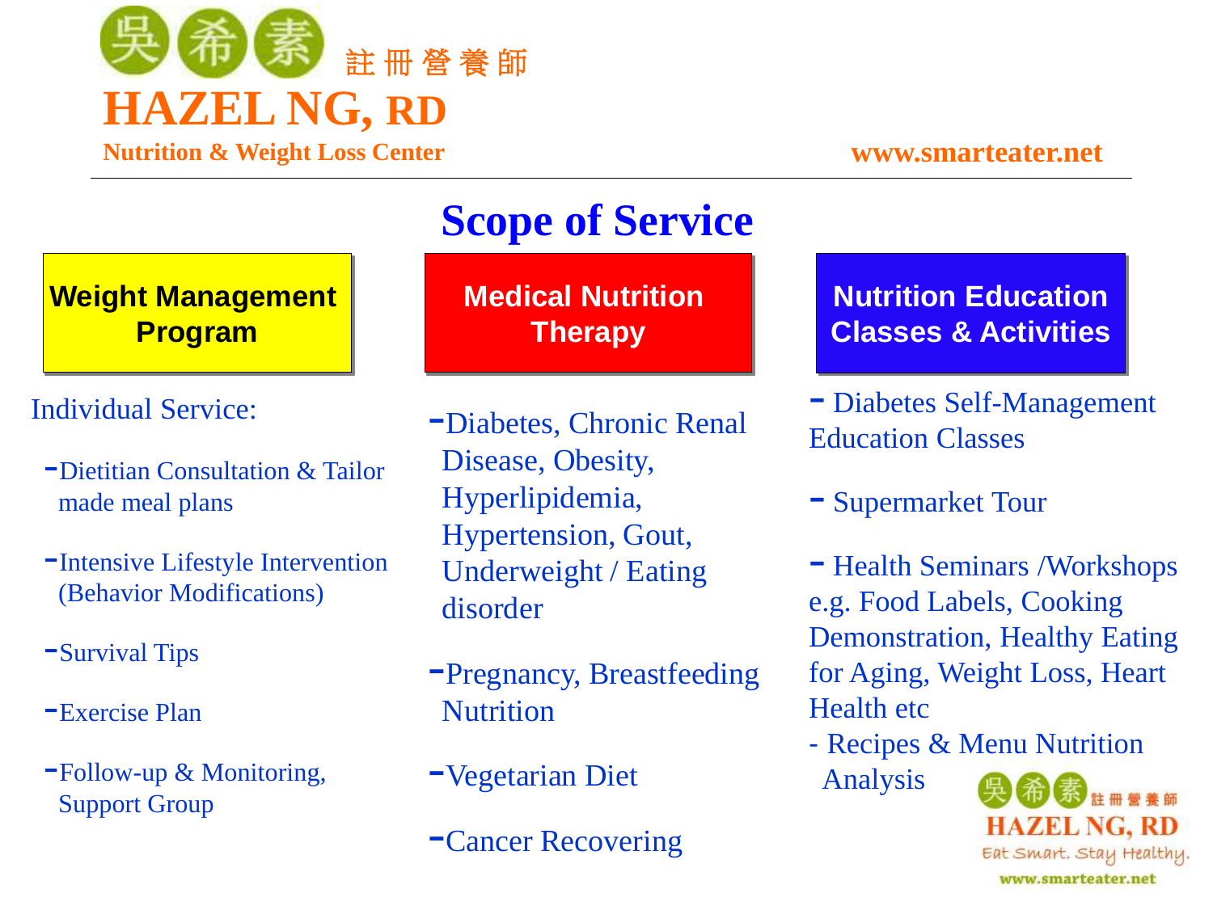吳希素 註冊營養師

**HAZEL NG, RD**

**Nutrition & Weight Loss Center**

**www.smarteater.net**

# Scope of Service

## Weight Management Program

Individual Service:

- Dietitian Consultation & Tailor made meal plans
- Intensive Lifestyle Intervention (Behavior Modifications)
- Survival Tips
- Exercise Plan
- Follow-up & Monitoring, Support Group

## Medical Nutrition Therapy

- Diabetes, Chronic Renal Disease, Obesity, Hyperlipidemia, Hypertension, Gout, Underweight / Eating disorder
- Pregnancy, Breastfeeding Nutrition
- Vegetarian Diet
- Cancer Recovering

## Nutrition Education Classes & Activities

- Diabetes Self-Management Education Classes
- Supermarket Tour
- Health Seminars /Workshops e.g. Food Labels, Cooking Demonstration, Healthy Eating for Aging, Weight Loss, Heart Health etc
- Recipes & Menu Nutrition Analysis

吳希素 註冊營養師

HAZEL NG, RD

Eat Smart. Stay Healthy.

www.smarteater.net